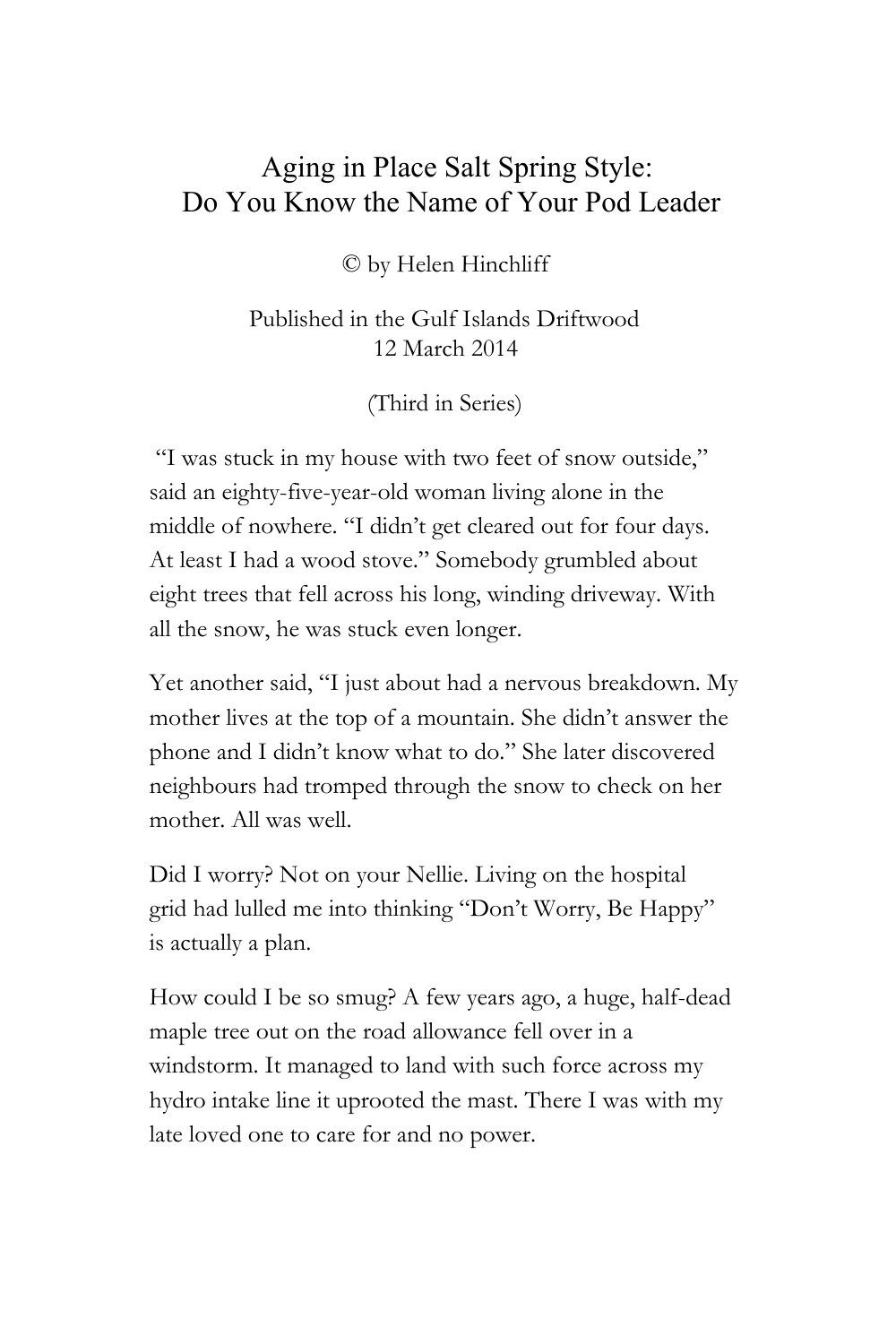# Aging in Place Salt Spring Style:
# Do You Know the Name of Your Pod Leader

© by Helen Hinchliff

Published in the Gulf Islands Driftwood
12 March 2014

(Third in Series)

"I was stuck in my house with two feet of snow outside," said an eighty-five-year-old woman living alone in the middle of nowhere. "I didn't get cleared out for four days. At least I had a wood stove." Somebody grumbled about eight trees that fell across his long, winding driveway. With all the snow, he was stuck even longer.

Yet another said, "I just about had a nervous breakdown. My mother lives at the top of a mountain. She didn't answer the phone and I didn't know what to do." She later discovered neighbours had tromped through the snow to check on her mother. All was well.

Did I worry? Not on your Nellie. Living on the hospital grid had lulled me into thinking "Don't Worry, Be Happy" is actually a plan.

How could I be so smug? A few years ago, a huge, half-dead maple tree out on the road allowance fell over in a windstorm. It managed to land with such force across my hydro intake line it uprooted the mast. There I was with my late loved one to care for and no power.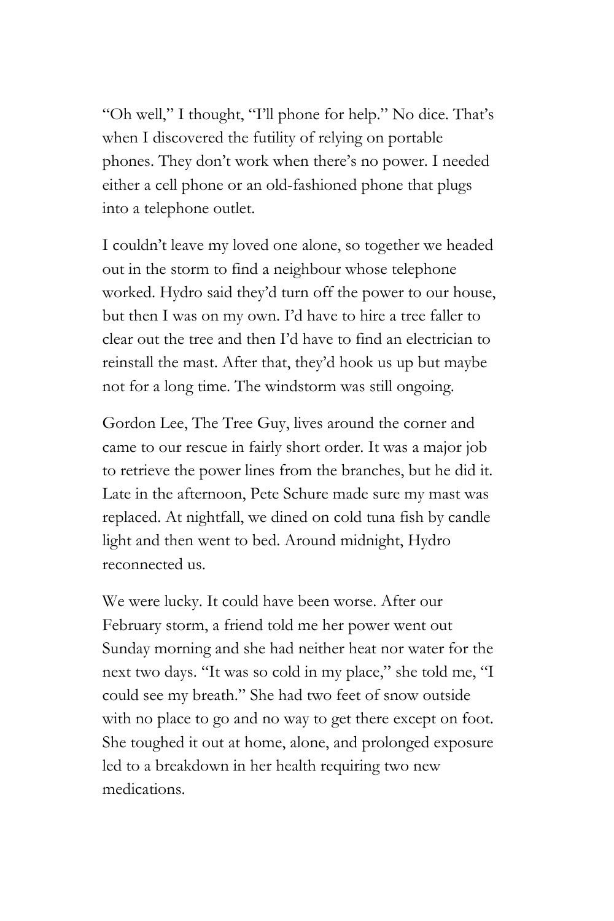"Oh well," I thought, "I'll phone for help." No dice. That's when I discovered the futility of relying on portable phones. They don't work when there's no power. I needed either a cell phone or an old-fashioned phone that plugs into a telephone outlet.

I couldn't leave my loved one alone, so together we headed out in the storm to find a neighbour whose telephone worked. Hydro said they'd turn off the power to our house, but then I was on my own. I'd have to hire a tree faller to clear out the tree and then I'd have to find an electrician to reinstall the mast. After that, they'd hook us up but maybe not for a long time. The windstorm was still ongoing.

Gordon Lee, The Tree Guy, lives around the corner and came to our rescue in fairly short order. It was a major job to retrieve the power lines from the branches, but he did it. Late in the afternoon, Pete Schure made sure my mast was replaced. At nightfall, we dined on cold tuna fish by candle light and then went to bed. Around midnight, Hydro reconnected us.

We were lucky. It could have been worse. After our February storm, a friend told me her power went out Sunday morning and she had neither heat nor water for the next two days. "It was so cold in my place," she told me, "I could see my breath." She had two feet of snow outside with no place to go and no way to get there except on foot. She toughed it out at home, alone, and prolonged exposure led to a breakdown in her health requiring two new medications.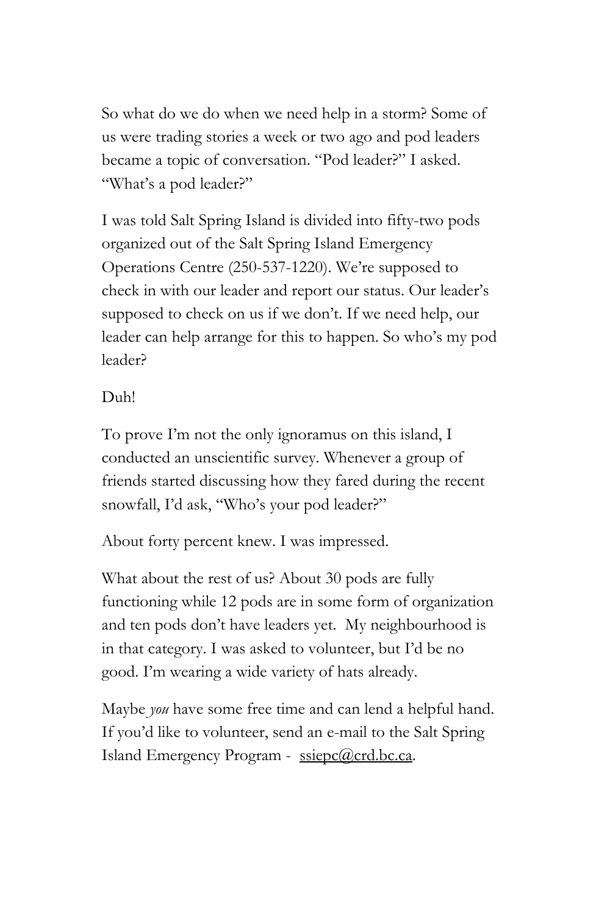So what do we do when we need help in a storm? Some of us were trading stories a week or two ago and pod leaders became a topic of conversation. "Pod leader?" I asked. "What's a pod leader?"

I was told Salt Spring Island is divided into fifty-two pods organized out of the Salt Spring Island Emergency Operations Centre (250-537-1220). We're supposed to check in with our leader and report our status. Our leader's supposed to check on us if we don't. If we need help, our leader can help arrange for this to happen. So who's my pod leader?

Duh!

To prove I'm not the only ignoramus on this island, I conducted an unscientific survey. Whenever a group of friends started discussing how they fared during the recent snowfall, I'd ask, "Who's your pod leader?"

About forty percent knew. I was impressed.

What about the rest of us? About 30 pods are fully functioning while 12 pods are in some form of organization and ten pods don't have leaders yet. My neighbourhood is in that category. I was asked to volunteer, but I'd be no good. I'm wearing a wide variety of hats already.

Maybe *you* have some free time and can lend a helpful hand. If you'd like to volunteer, send an e-mail to the Salt Spring Island Emergency Program - ssiepc@crd.bc.ca.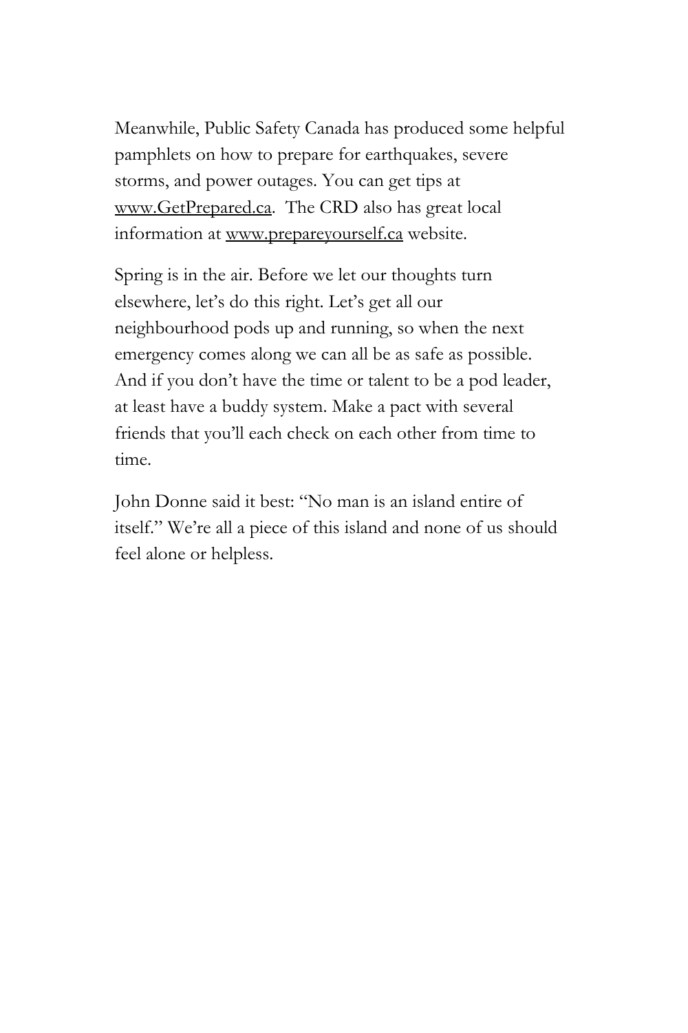Meanwhile, Public Safety Canada has produced some helpful pamphlets on how to prepare for earthquakes, severe storms, and power outages. You can get tips at www.GetPrepared.ca. The CRD also has great local information at www.prepareyourself.ca website.

Spring is in the air. Before we let our thoughts turn elsewhere, let's do this right. Let's get all our neighbourhood pods up and running, so when the next emergency comes along we can all be as safe as possible. And if you don't have the time or talent to be a pod leader, at least have a buddy system. Make a pact with several friends that you'll each check on each other from time to time.

John Donne said it best: "No man is an island entire of itself." We're all a piece of this island and none of us should feel alone or helpless.